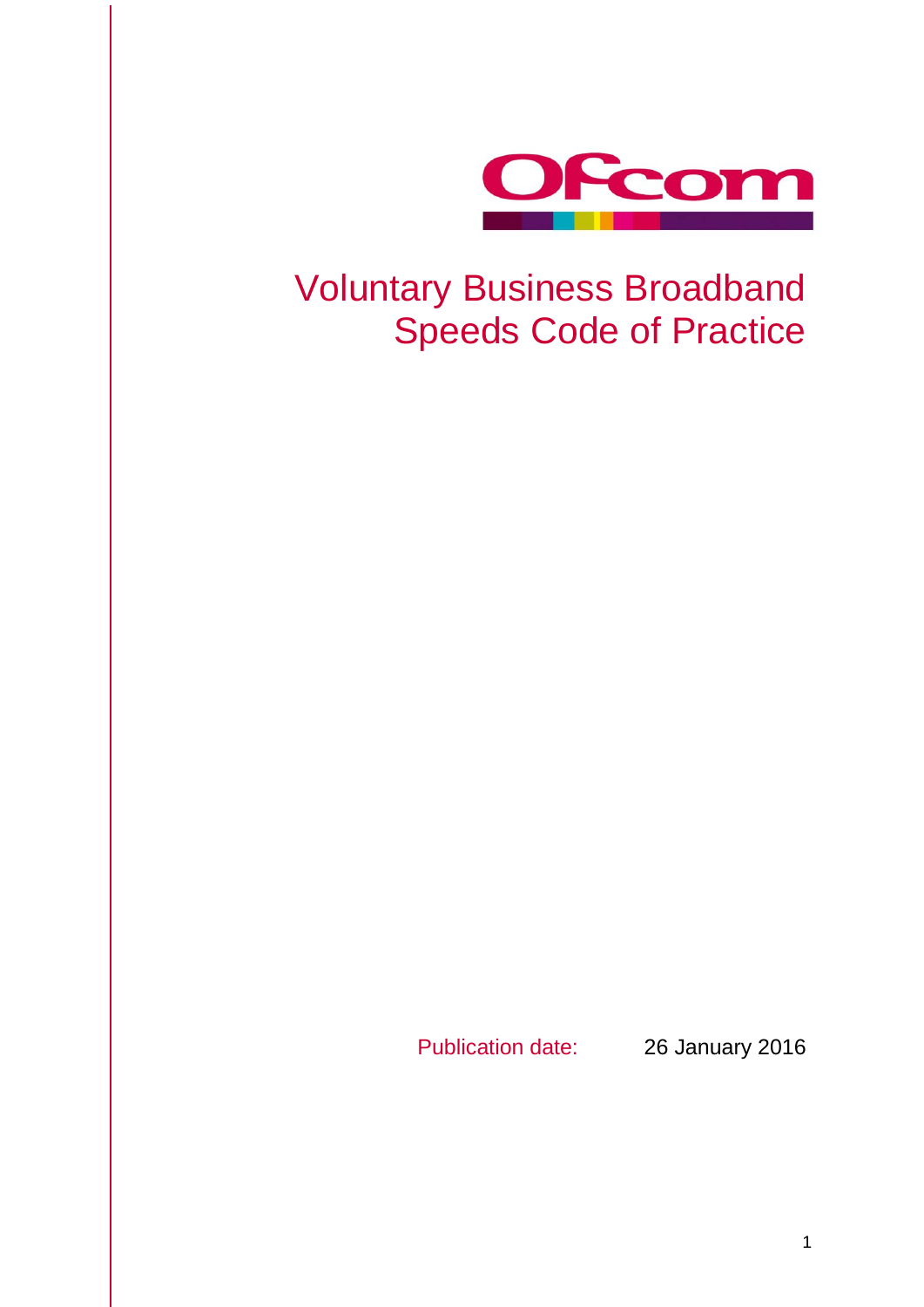# Voluntary Business Broadband Speeds Code of Practice

Publication date: 26 January 2016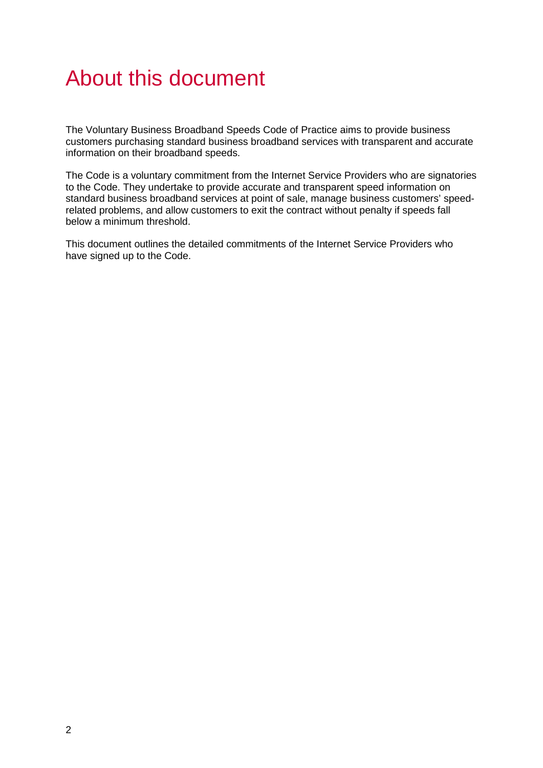# About this document

The Voluntary Business Broadband Speeds Code of Practice aims to provide business customers purchasing standard business broadband services with transparent and accurate information on their broadband speeds.

The Code is a voluntary commitment from the Internet Service Providers who are signatories to the Code. They undertake to provide accurate and transparent speed information on standard business broadband services at point of sale, manage business customers' speed-related problems, and allow customers to exit the contract without penalty if speeds fall below a minimum threshold.

This document outlines the detailed commitments of the Internet Service Providers who have signed up to the Code.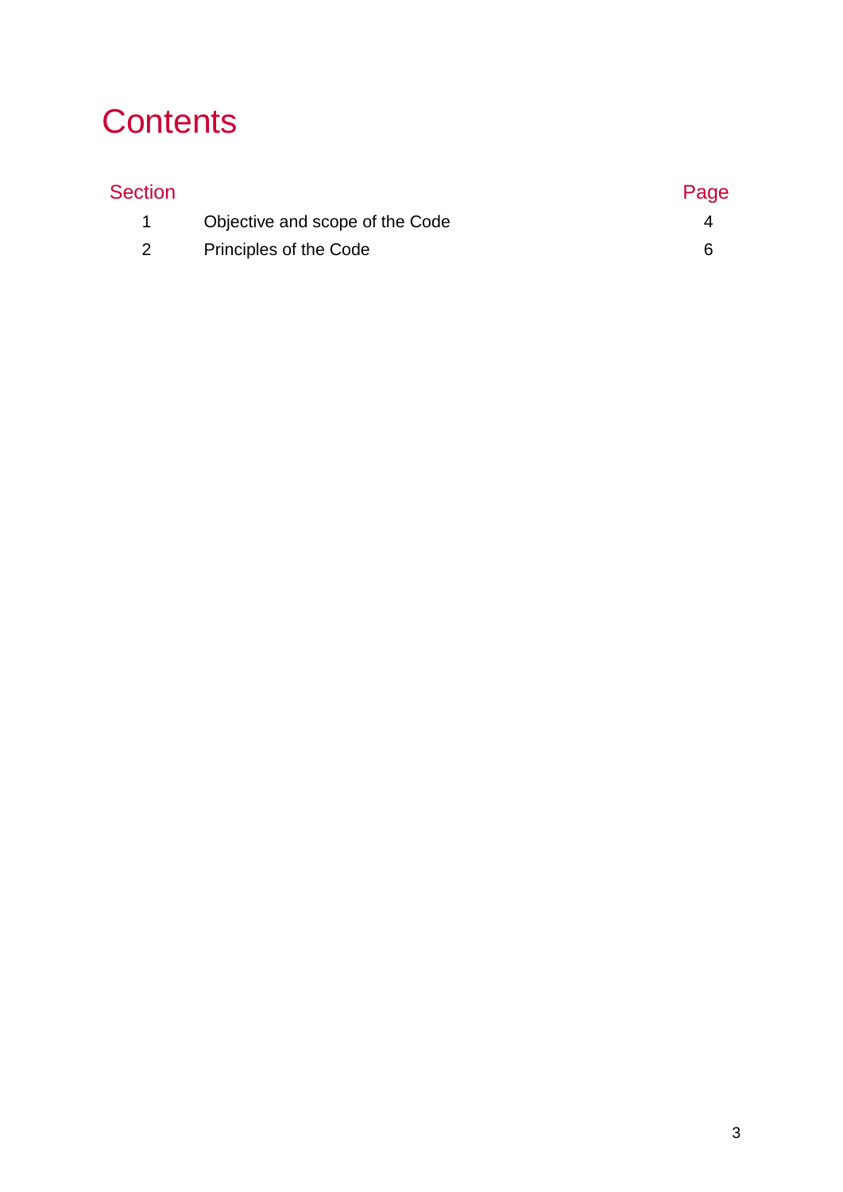# Contents

| Section | | Page |
|---|---|---|
| 1 | Objective and scope of the Code | 4 |
| 2 | Principles of the Code | 6 |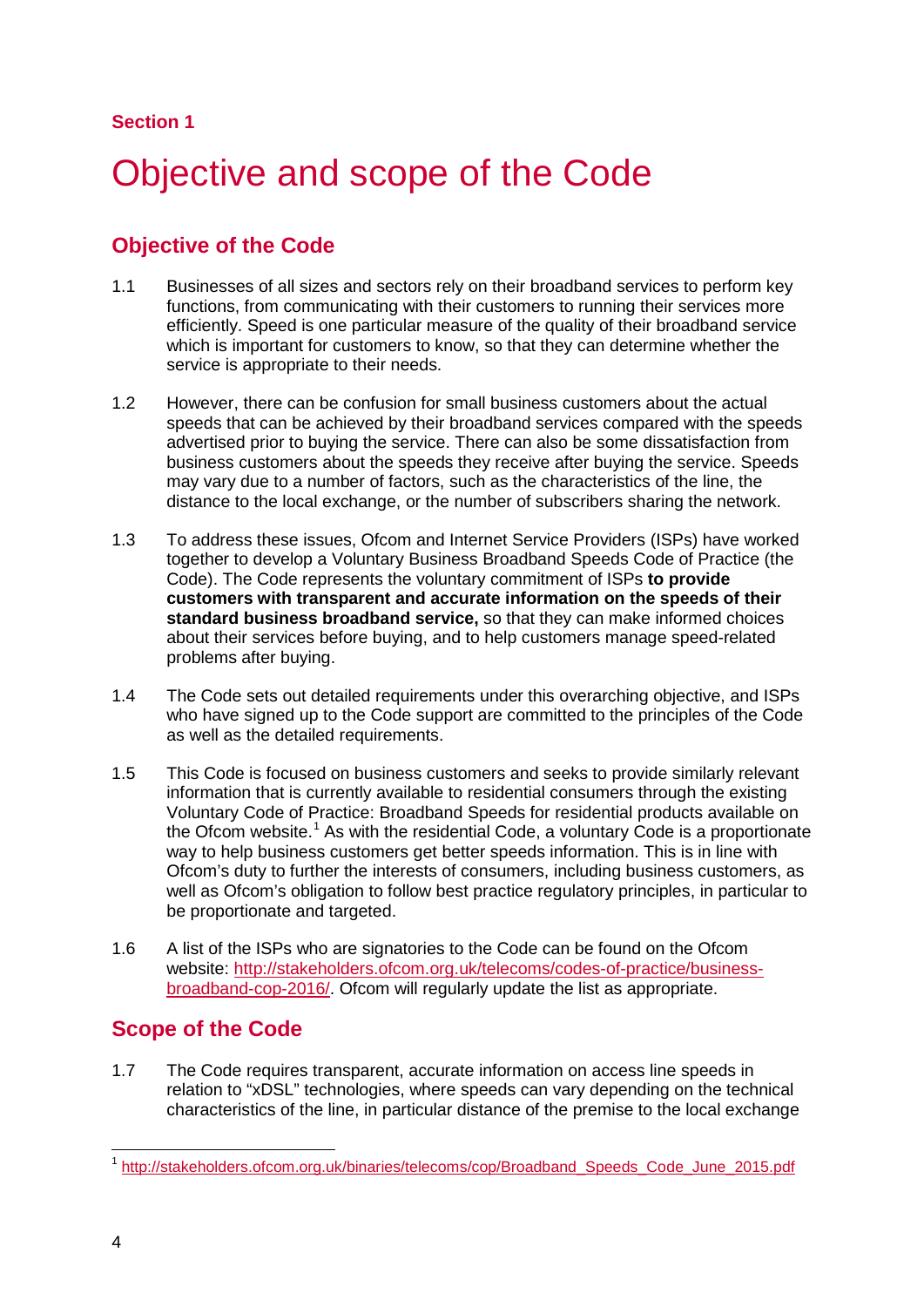**Section 1**

# Objective and scope of the Code

## Objective of the Code

1.1 Businesses of all sizes and sectors rely on their broadband services to perform key functions, from communicating with their customers to running their services more efficiently. Speed is one particular measure of the quality of their broadband service which is important for customers to know, so that they can determine whether the service is appropriate to their needs.

1.2 However, there can be confusion for small business customers about the actual speeds that can be achieved by their broadband services compared with the speeds advertised prior to buying the service. There can also be some dissatisfaction from business customers about the speeds they receive after buying the service. Speeds may vary due to a number of factors, such as the characteristics of the line, the distance to the local exchange, or the number of subscribers sharing the network.

1.3 To address these issues, Ofcom and Internet Service Providers (ISPs) have worked together to develop a Voluntary Business Broadband Speeds Code of Practice (the Code). The Code represents the voluntary commitment of ISPs **to provide customers with transparent and accurate information on the speeds of their standard business broadband service,** so that they can make informed choices about their services before buying, and to help customers manage speed-related problems after buying.

1.4 The Code sets out detailed requirements under this overarching objective, and ISPs who have signed up to the Code support are committed to the principles of the Code as well as the detailed requirements.

1.5 This Code is focused on business customers and seeks to provide similarly relevant information that is currently available to residential consumers through the existing Voluntary Code of Practice: Broadband Speeds for residential products available on the Ofcom website.[1] As with the residential Code, a voluntary Code is a proportionate way to help business customers get better speeds information. This is in line with Ofcom's duty to further the interests of consumers, including business customers, as well as Ofcom's obligation to follow best practice regulatory principles, in particular to be proportionate and targeted.

1.6 A list of the ISPs who are signatories to the Code can be found on the Ofcom website: http://stakeholders.ofcom.org.uk/telecoms/codes-of-practice/business-broadband-cop-2016/. Ofcom will regularly update the list as appropriate.

## Scope of the Code

1.7 The Code requires transparent, accurate information on access line speeds in relation to "xDSL" technologies, where speeds can vary depending on the technical characteristics of the line, in particular distance of the premise to the local exchange

[1] http://stakeholders.ofcom.org.uk/binaries/telecoms/cop/Broadband_Speeds_Code_June_2015.pdf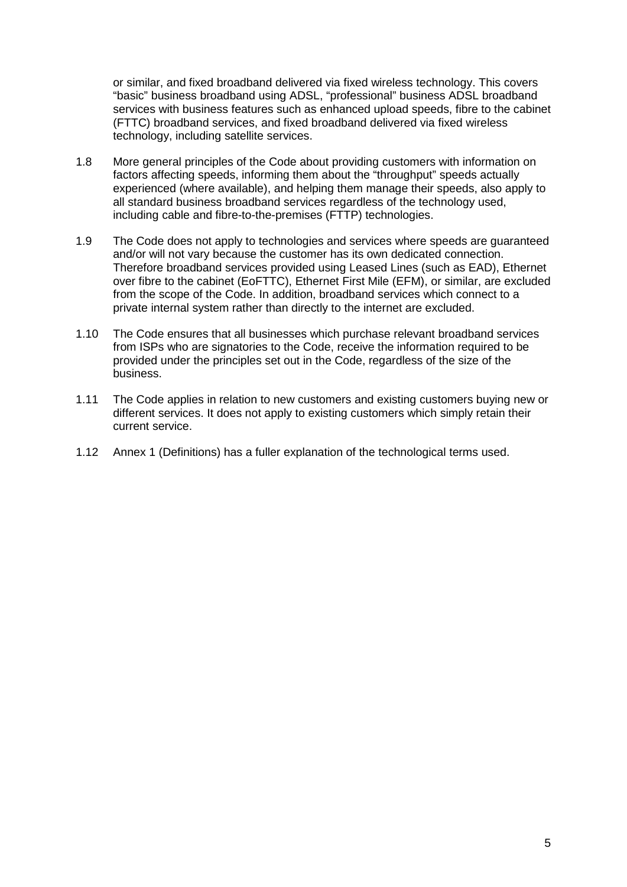or similar, and fixed broadband delivered via fixed wireless technology. This covers "basic" business broadband using ADSL, "professional" business ADSL broadband services with business features such as enhanced upload speeds, fibre to the cabinet (FTTC) broadband services, and fixed broadband delivered via fixed wireless technology, including satellite services.

1.8 More general principles of the Code about providing customers with information on factors affecting speeds, informing them about the "throughput" speeds actually experienced (where available), and helping them manage their speeds, also apply to all standard business broadband services regardless of the technology used, including cable and fibre-to-the-premises (FTTP) technologies.

1.9 The Code does not apply to technologies and services where speeds are guaranteed and/or will not vary because the customer has its own dedicated connection. Therefore broadband services provided using Leased Lines (such as EAD), Ethernet over fibre to the cabinet (EoFTTC), Ethernet First Mile (EFM), or similar, are excluded from the scope of the Code. In addition, broadband services which connect to a private internal system rather than directly to the internet are excluded.

1.10 The Code ensures that all businesses which purchase relevant broadband services from ISPs who are signatories to the Code, receive the information required to be provided under the principles set out in the Code, regardless of the size of the business.

1.11 The Code applies in relation to new customers and existing customers buying new or different services. It does not apply to existing customers which simply retain their current service.

1.12 Annex 1 (Definitions) has a fuller explanation of the technological terms used.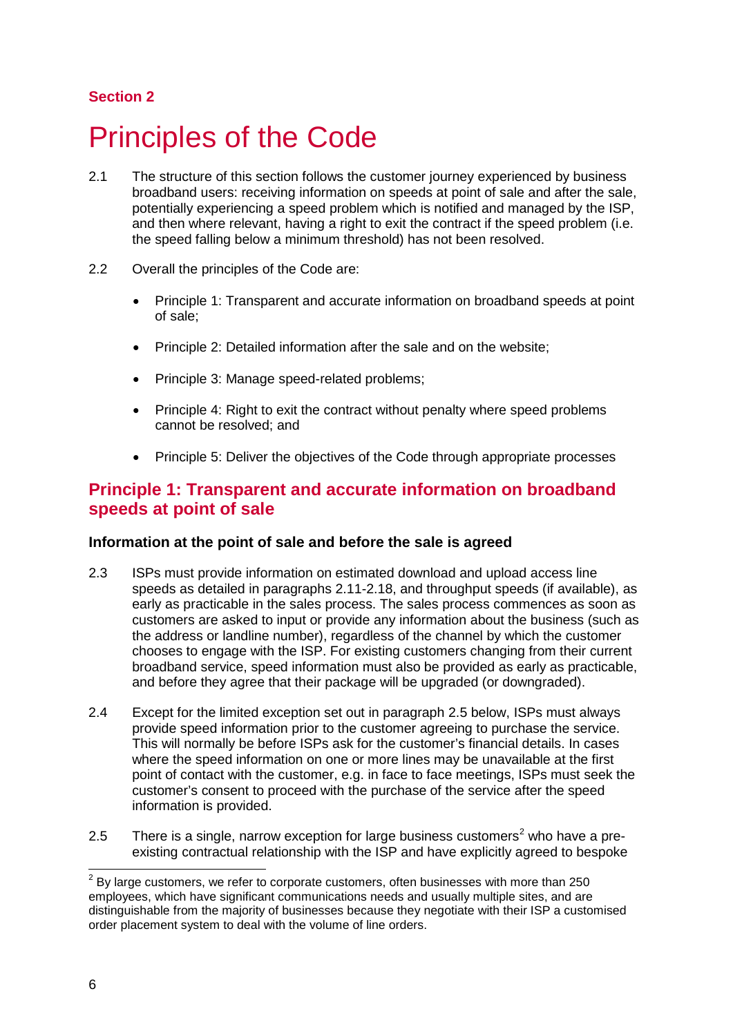Section 2

# Principles of the Code

2.1 The structure of this section follows the customer journey experienced by business broadband users: receiving information on speeds at point of sale and after the sale, potentially experiencing a speed problem which is notified and managed by the ISP, and then where relevant, having a right to exit the contract if the speed problem (i.e. the speed falling below a minimum threshold) has not been resolved.

2.2 Overall the principles of the Code are:

- Principle 1: Transparent and accurate information on broadband speeds at point of sale;
- Principle 2: Detailed information after the sale and on the website;
- Principle 3: Manage speed-related problems;
- Principle 4: Right to exit the contract without penalty where speed problems cannot be resolved; and
- Principle 5: Deliver the objectives of the Code through appropriate processes

## Principle 1: Transparent and accurate information on broadband speeds at point of sale

### Information at the point of sale and before the sale is agreed

2.3 ISPs must provide information on estimated download and upload access line speeds as detailed in paragraphs 2.11-2.18, and throughput speeds (if available), as early as practicable in the sales process. The sales process commences as soon as customers are asked to input or provide any information about the business (such as the address or landline number), regardless of the channel by which the customer chooses to engage with the ISP. For existing customers changing from their current broadband service, speed information must also be provided as early as practicable, and before they agree that their package will be upgraded (or downgraded).

2.4 Except for the limited exception set out in paragraph 2.5 below, ISPs must always provide speed information prior to the customer agreeing to purchase the service. This will normally be before ISPs ask for the customer's financial details. In cases where the speed information on one or more lines may be unavailable at the first point of contact with the customer, e.g. in face to face meetings, ISPs must seek the customer's consent to proceed with the purchase of the service after the speed information is provided.

2.5 There is a single, narrow exception for large business customers[2] who have a pre-existing contractual relationship with the ISP and have explicitly agreed to bespoke

[2] By large customers, we refer to corporate customers, often businesses with more than 250 employees, which have significant communications needs and usually multiple sites, and are distinguishable from the majority of businesses because they negotiate with their ISP a customised order placement system to deal with the volume of line orders.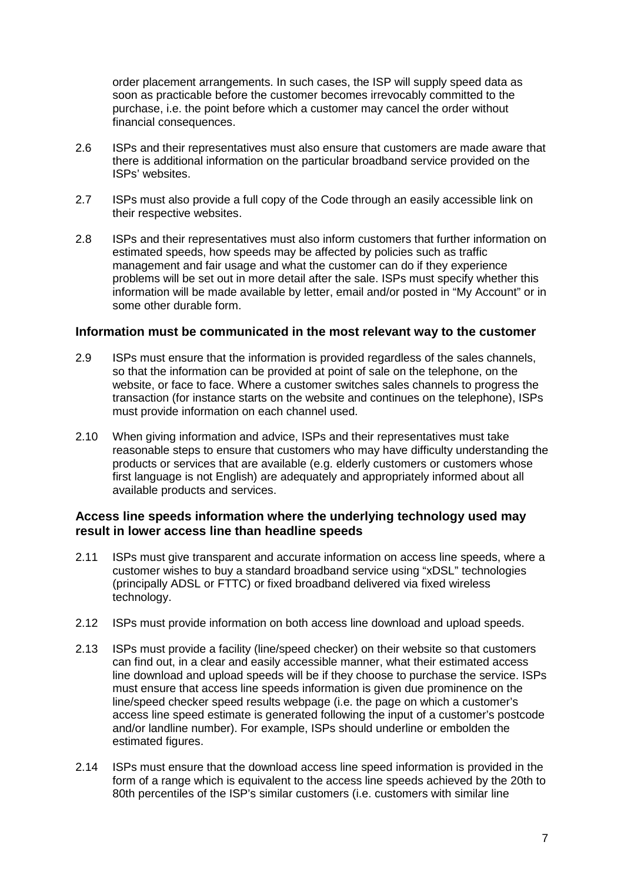order placement arrangements. In such cases, the ISP will supply speed data as soon as practicable before the customer becomes irrevocably committed to the purchase, i.e. the point before which a customer may cancel the order without financial consequences.

2.6 ISPs and their representatives must also ensure that customers are made aware that there is additional information on the particular broadband service provided on the ISPs' websites.

2.7 ISPs must also provide a full copy of the Code through an easily accessible link on their respective websites.

2.8 ISPs and their representatives must also inform customers that further information on estimated speeds, how speeds may be affected by policies such as traffic management and fair usage and what the customer can do if they experience problems will be set out in more detail after the sale. ISPs must specify whether this information will be made available by letter, email and/or posted in "My Account" or in some other durable form.

### Information must be communicated in the most relevant way to the customer

2.9 ISPs must ensure that the information is provided regardless of the sales channels, so that the information can be provided at point of sale on the telephone, on the website, or face to face. Where a customer switches sales channels to progress the transaction (for instance starts on the website and continues on the telephone), ISPs must provide information on each channel used.

2.10 When giving information and advice, ISPs and their representatives must take reasonable steps to ensure that customers who may have difficulty understanding the products or services that are available (e.g. elderly customers or customers whose first language is not English) are adequately and appropriately informed about all available products and services.

### Access line speeds information where the underlying technology used may result in lower access line than headline speeds

2.11 ISPs must give transparent and accurate information on access line speeds, where a customer wishes to buy a standard broadband service using "xDSL" technologies (principally ADSL or FTTC) or fixed broadband delivered via fixed wireless technology.

2.12 ISPs must provide information on both access line download and upload speeds.

2.13 ISPs must provide a facility (line/speed checker) on their website so that customers can find out, in a clear and easily accessible manner, what their estimated access line download and upload speeds will be if they choose to purchase the service. ISPs must ensure that access line speeds information is given due prominence on the line/speed checker speed results webpage (i.e. the page on which a customer's access line speed estimate is generated following the input of a customer's postcode and/or landline number). For example, ISPs should underline or embolden the estimated figures.

2.14 ISPs must ensure that the download access line speed information is provided in the form of a range which is equivalent to the access line speeds achieved by the 20th to 80th percentiles of the ISP's similar customers (i.e. customers with similar line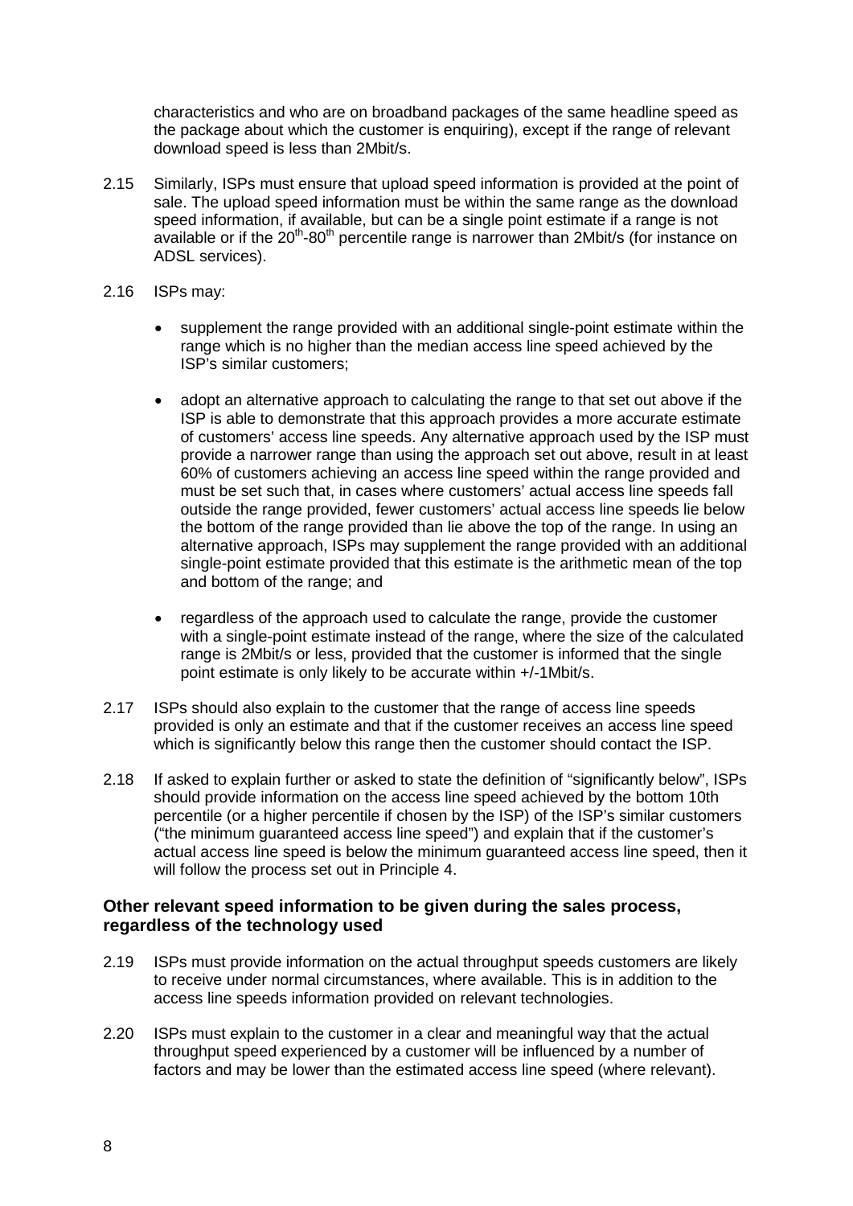characteristics and who are on broadband packages of the same headline speed as the package about which the customer is enquiring), except if the range of relevant download speed is less than 2Mbit/s.

2.15 Similarly, ISPs must ensure that upload speed information is provided at the point of sale. The upload speed information must be within the same range as the download speed information, if available, but can be a single point estimate if a range is not available or if the 20th-80th percentile range is narrower than 2Mbit/s (for instance on ADSL services).

2.16 ISPs may:

- supplement the range provided with an additional single-point estimate within the range which is no higher than the median access line speed achieved by the ISP's similar customers;
- adopt an alternative approach to calculating the range to that set out above if the ISP is able to demonstrate that this approach provides a more accurate estimate of customers' access line speeds. Any alternative approach used by the ISP must provide a narrower range than using the approach set out above, result in at least 60% of customers achieving an access line speed within the range provided and must be set such that, in cases where customers' actual access line speeds fall outside the range provided, fewer customers' actual access line speeds lie below the bottom of the range provided than lie above the top of the range. In using an alternative approach, ISPs may supplement the range provided with an additional single-point estimate provided that this estimate is the arithmetic mean of the top and bottom of the range; and
- regardless of the approach used to calculate the range, provide the customer with a single-point estimate instead of the range, where the size of the calculated range is 2Mbit/s or less, provided that the customer is informed that the single point estimate is only likely to be accurate within +/-1Mbit/s.

2.17 ISPs should also explain to the customer that the range of access line speeds provided is only an estimate and that if the customer receives an access line speed which is significantly below this range then the customer should contact the ISP.

2.18 If asked to explain further or asked to state the definition of "significantly below", ISPs should provide information on the access line speed achieved by the bottom 10th percentile (or a higher percentile if chosen by the ISP) of the ISP's similar customers ("the minimum guaranteed access line speed") and explain that if the customer's actual access line speed is below the minimum guaranteed access line speed, then it will follow the process set out in Principle 4.

### Other relevant speed information to be given during the sales process, regardless of the technology used

2.19 ISPs must provide information on the actual throughput speeds customers are likely to receive under normal circumstances, where available. This is in addition to the access line speeds information provided on relevant technologies.

2.20 ISPs must explain to the customer in a clear and meaningful way that the actual throughput speed experienced by a customer will be influenced by a number of factors and may be lower than the estimated access line speed (where relevant).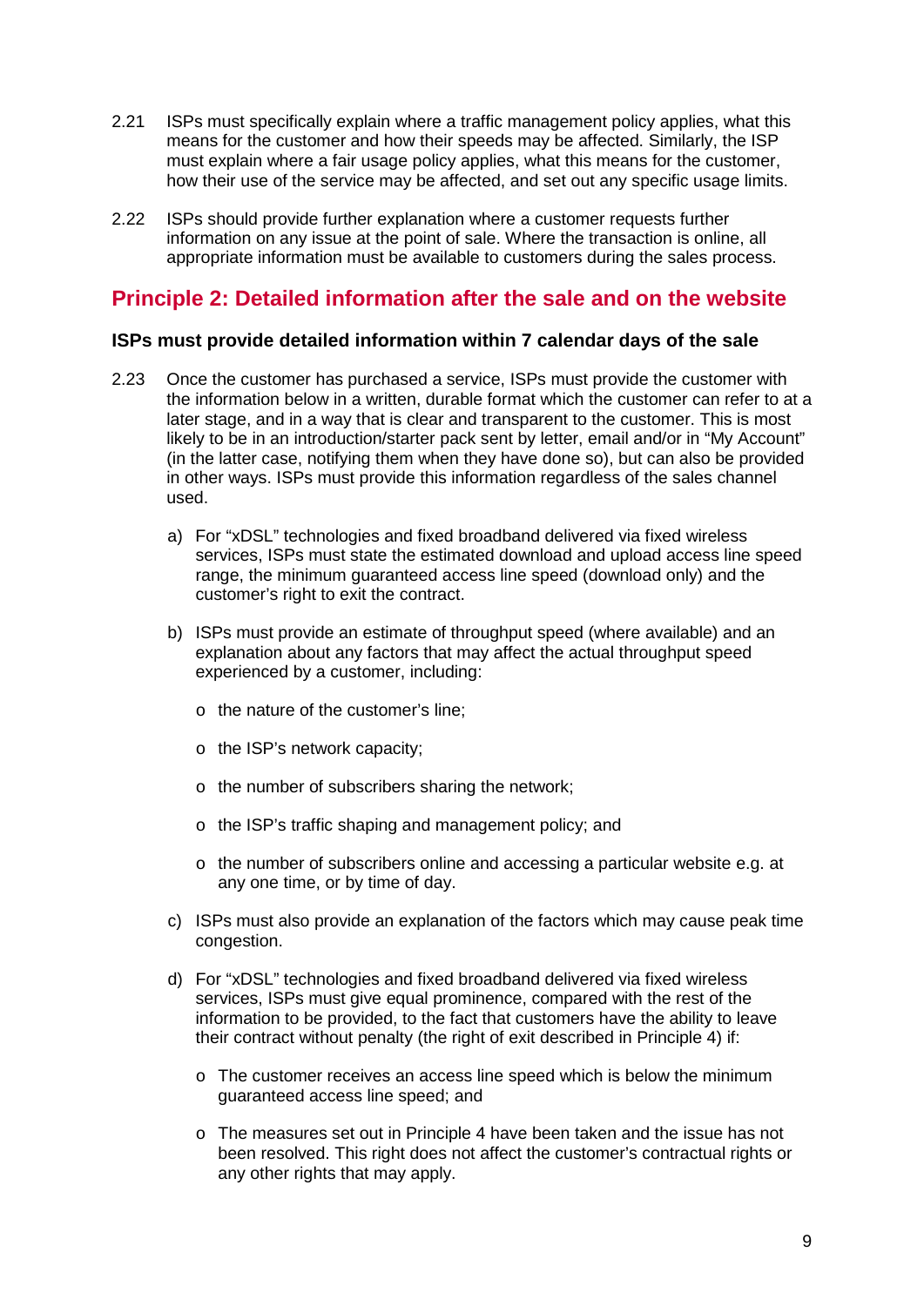2.21 ISPs must specifically explain where a traffic management policy applies, what this means for the customer and how their speeds may be affected. Similarly, the ISP must explain where a fair usage policy applies, what this means for the customer, how their use of the service may be affected, and set out any specific usage limits.

2.22 ISPs should provide further explanation where a customer requests further information on any issue at the point of sale. Where the transaction is online, all appropriate information must be available to customers during the sales process.

## Principle 2: Detailed information after the sale and on the website

### ISPs must provide detailed information within 7 calendar days of the sale

2.23 Once the customer has purchased a service, ISPs must provide the customer with the information below in a written, durable format which the customer can refer to at a later stage, and in a way that is clear and transparent to the customer. This is most likely to be in an introduction/starter pack sent by letter, email and/or in "My Account" (in the latter case, notifying them when they have done so), but can also be provided in other ways. ISPs must provide this information regardless of the sales channel used.

a) For "xDSL" technologies and fixed broadband delivered via fixed wireless services, ISPs must state the estimated download and upload access line speed range, the minimum guaranteed access line speed (download only) and the customer's right to exit the contract.

b) ISPs must provide an estimate of throughput speed (where available) and an explanation about any factors that may affect the actual throughput speed experienced by a customer, including:

- the nature of the customer's line;
- the ISP's network capacity;
- the number of subscribers sharing the network;
- the ISP's traffic shaping and management policy; and
- the number of subscribers online and accessing a particular website e.g. at any one time, or by time of day.

c) ISPs must also provide an explanation of the factors which may cause peak time congestion.

d) For "xDSL" technologies and fixed broadband delivered via fixed wireless services, ISPs must give equal prominence, compared with the rest of the information to be provided, to the fact that customers have the ability to leave their contract without penalty (the right of exit described in Principle 4) if:

- The customer receives an access line speed which is below the minimum guaranteed access line speed; and
- The measures set out in Principle 4 have been taken and the issue has not been resolved. This right does not affect the customer's contractual rights or any other rights that may apply.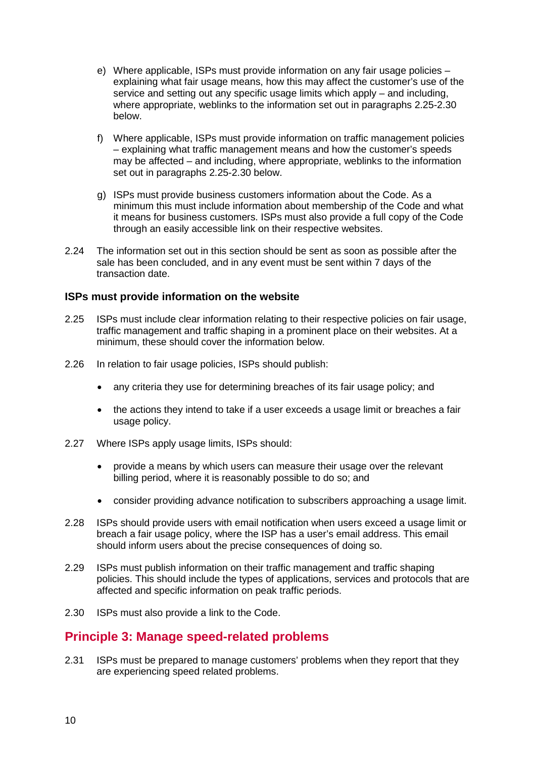e) Where applicable, ISPs must provide information on any fair usage policies – explaining what fair usage means, how this may affect the customer's use of the service and setting out any specific usage limits which apply – and including, where appropriate, weblinks to the information set out in paragraphs 2.25-2.30 below.

f) Where applicable, ISPs must provide information on traffic management policies – explaining what traffic management means and how the customer's speeds may be affected – and including, where appropriate, weblinks to the information set out in paragraphs 2.25-2.30 below.

g) ISPs must provide business customers information about the Code. As a minimum this must include information about membership of the Code and what it means for business customers. ISPs must also provide a full copy of the Code through an easily accessible link on their respective websites.

2.24 The information set out in this section should be sent as soon as possible after the sale has been concluded, and in any event must be sent within 7 days of the transaction date.

### ISPs must provide information on the website

2.25 ISPs must include clear information relating to their respective policies on fair usage, traffic management and traffic shaping in a prominent place on their websites. At a minimum, these should cover the information below.

2.26 In relation to fair usage policies, ISPs should publish:

- any criteria they use for determining breaches of its fair usage policy; and
- the actions they intend to take if a user exceeds a usage limit or breaches a fair usage policy.

2.27 Where ISPs apply usage limits, ISPs should:

- provide a means by which users can measure their usage over the relevant billing period, where it is reasonably possible to do so; and
- consider providing advance notification to subscribers approaching a usage limit.

2.28 ISPs should provide users with email notification when users exceed a usage limit or breach a fair usage policy, where the ISP has a user's email address. This email should inform users about the precise consequences of doing so.

2.29 ISPs must publish information on their traffic management and traffic shaping policies. This should include the types of applications, services and protocols that are affected and specific information on peak traffic periods.

2.30 ISPs must also provide a link to the Code.

## Principle 3: Manage speed-related problems

2.31 ISPs must be prepared to manage customers' problems when they report that they are experiencing speed related problems.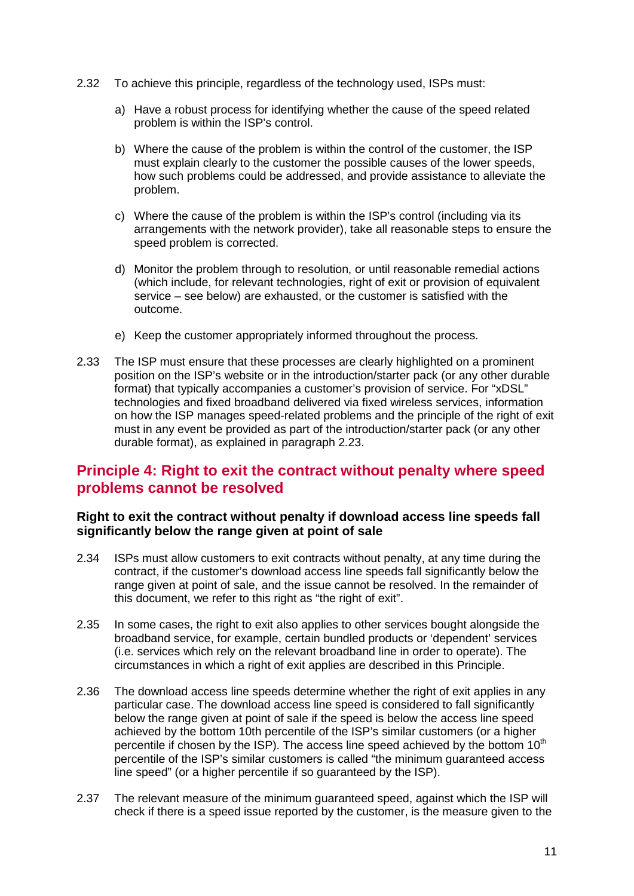2.32 To achieve this principle, regardless of the technology used, ISPs must:

a) Have a robust process for identifying whether the cause of the speed related problem is within the ISP's control.

b) Where the cause of the problem is within the control of the customer, the ISP must explain clearly to the customer the possible causes of the lower speeds, how such problems could be addressed, and provide assistance to alleviate the problem.

c) Where the cause of the problem is within the ISP's control (including via its arrangements with the network provider), take all reasonable steps to ensure the speed problem is corrected.

d) Monitor the problem through to resolution, or until reasonable remedial actions (which include, for relevant technologies, right of exit or provision of equivalent service – see below) are exhausted, or the customer is satisfied with the outcome.

e) Keep the customer appropriately informed throughout the process.

2.33 The ISP must ensure that these processes are clearly highlighted on a prominent position on the ISP's website or in the introduction/starter pack (or any other durable format) that typically accompanies a customer's provision of service. For "xDSL" technologies and fixed broadband delivered via fixed wireless services, information on how the ISP manages speed-related problems and the principle of the right of exit must in any event be provided as part of the introduction/starter pack (or any other durable format), as explained in paragraph 2.23.

## Principle 4: Right to exit the contract without penalty where speed problems cannot be resolved

### Right to exit the contract without penalty if download access line speeds fall significantly below the range given at point of sale

2.34 ISPs must allow customers to exit contracts without penalty, at any time during the contract, if the customer's download access line speeds fall significantly below the range given at point of sale, and the issue cannot be resolved. In the remainder of this document, we refer to this right as "the right of exit".

2.35 In some cases, the right to exit also applies to other services bought alongside the broadband service, for example, certain bundled products or 'dependent' services (i.e. services which rely on the relevant broadband line in order to operate). The circumstances in which a right of exit applies are described in this Principle.

2.36 The download access line speeds determine whether the right of exit applies in any particular case. The download access line speed is considered to fall significantly below the range given at point of sale if the speed is below the access line speed achieved by the bottom 10th percentile of the ISP's similar customers (or a higher percentile if chosen by the ISP). The access line speed achieved by the bottom 10th percentile of the ISP's similar customers is called "the minimum guaranteed access line speed" (or a higher percentile if so guaranteed by the ISP).

2.37 The relevant measure of the minimum guaranteed speed, against which the ISP will check if there is a speed issue reported by the customer, is the measure given to the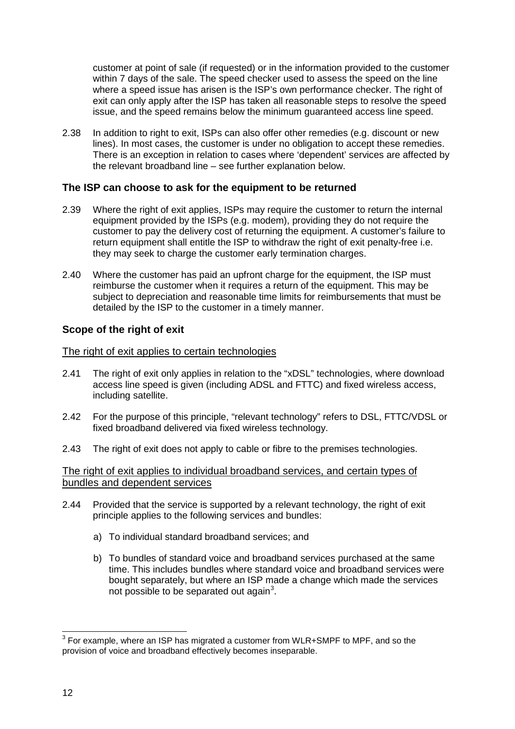customer at point of sale (if requested) or in the information provided to the customer within 7 days of the sale. The speed checker used to assess the speed on the line where a speed issue has arisen is the ISP's own performance checker. The right of exit can only apply after the ISP has taken all reasonable steps to resolve the speed issue, and the speed remains below the minimum guaranteed access line speed.

2.38 In addition to right to exit, ISPs can also offer other remedies (e.g. discount or new lines). In most cases, the customer is under no obligation to accept these remedies. There is an exception in relation to cases where 'dependent' services are affected by the relevant broadband line – see further explanation below.

### The ISP can choose to ask for the equipment to be returned

2.39 Where the right of exit applies, ISPs may require the customer to return the internal equipment provided by the ISPs (e.g. modem), providing they do not require the customer to pay the delivery cost of returning the equipment. A customer's failure to return equipment shall entitle the ISP to withdraw the right of exit penalty-free i.e. they may seek to charge the customer early termination charges.

2.40 Where the customer has paid an upfront charge for the equipment, the ISP must reimburse the customer when it requires a return of the equipment. This may be subject to depreciation and reasonable time limits for reimbursements that must be detailed by the ISP to the customer in a timely manner.

### Scope of the right of exit

#### The right of exit applies to certain technologies

2.41 The right of exit only applies in relation to the "xDSL" technologies, where download access line speed is given (including ADSL and FTTC) and fixed wireless access, including satellite.

2.42 For the purpose of this principle, "relevant technology" refers to DSL, FTTC/VDSL or fixed broadband delivered via fixed wireless technology.

2.43 The right of exit does not apply to cable or fibre to the premises technologies.

#### The right of exit applies to individual broadband services, and certain types of bundles and dependent services

2.44 Provided that the service is supported by a relevant technology, the right of exit principle applies to the following services and bundles:

a) To individual standard broadband services; and

b) To bundles of standard voice and broadband services purchased at the same time. This includes bundles where standard voice and broadband services were bought separately, but where an ISP made a change which made the services not possible to be separated out again[3].

[3] For example, where an ISP has migrated a customer from WLR+SMPF to MPF, and so the provision of voice and broadband effectively becomes inseparable.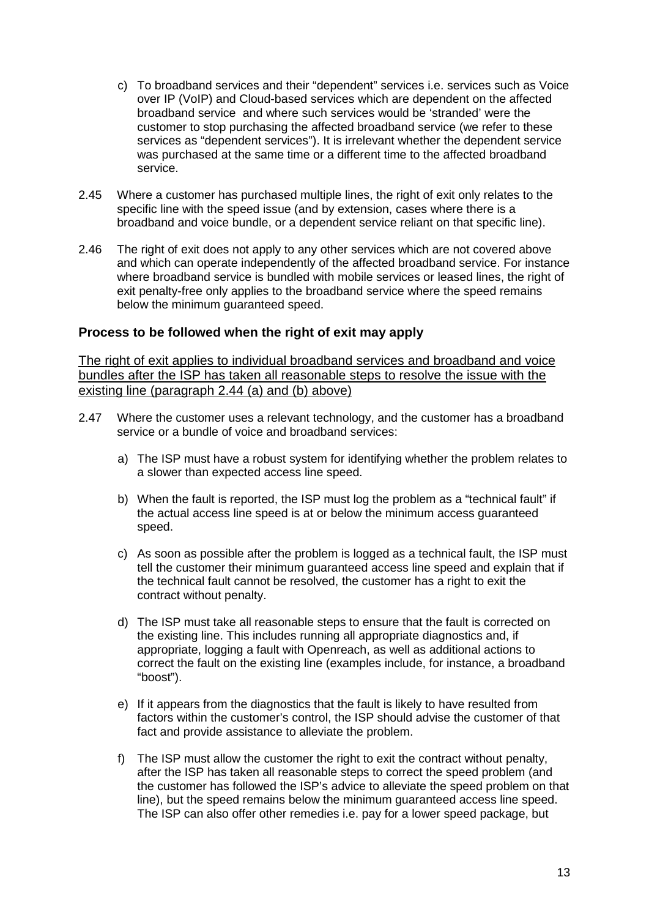c) To broadband services and their "dependent" services i.e. services such as Voice over IP (VoIP) and Cloud-based services which are dependent on the affected broadband service and where such services would be 'stranded' were the customer to stop purchasing the affected broadband service (we refer to these services as "dependent services"). It is irrelevant whether the dependent service was purchased at the same time or a different time to the affected broadband service.

2.45 Where a customer has purchased multiple lines, the right of exit only relates to the specific line with the speed issue (and by extension, cases where there is a broadband and voice bundle, or a dependent service reliant on that specific line).

2.46 The right of exit does not apply to any other services which are not covered above and which can operate independently of the affected broadband service. For instance where broadband service is bundled with mobile services or leased lines, the right of exit penalty-free only applies to the broadband service where the speed remains below the minimum guaranteed speed.

### Process to be followed when the right of exit may apply

<u>The right of exit applies to individual broadband services and broadband and voice bundles after the ISP has taken all reasonable steps to resolve the issue with the existing line (paragraph 2.44 (a) and (b) above)</u>

2.47 Where the customer uses a relevant technology, and the customer has a broadband service or a bundle of voice and broadband services:

a) The ISP must have a robust system for identifying whether the problem relates to a slower than expected access line speed.

b) When the fault is reported, the ISP must log the problem as a "technical fault" if the actual access line speed is at or below the minimum access guaranteed speed.

c) As soon as possible after the problem is logged as a technical fault, the ISP must tell the customer their minimum guaranteed access line speed and explain that if the technical fault cannot be resolved, the customer has a right to exit the contract without penalty.

d) The ISP must take all reasonable steps to ensure that the fault is corrected on the existing line. This includes running all appropriate diagnostics and, if appropriate, logging a fault with Openreach, as well as additional actions to correct the fault on the existing line (examples include, for instance, a broadband "boost").

e) If it appears from the diagnostics that the fault is likely to have resulted from factors within the customer's control, the ISP should advise the customer of that fact and provide assistance to alleviate the problem.

f) The ISP must allow the customer the right to exit the contract without penalty, after the ISP has taken all reasonable steps to correct the speed problem (and the customer has followed the ISP's advice to alleviate the speed problem on that line), but the speed remains below the minimum guaranteed access line speed. The ISP can also offer other remedies i.e. pay for a lower speed package, but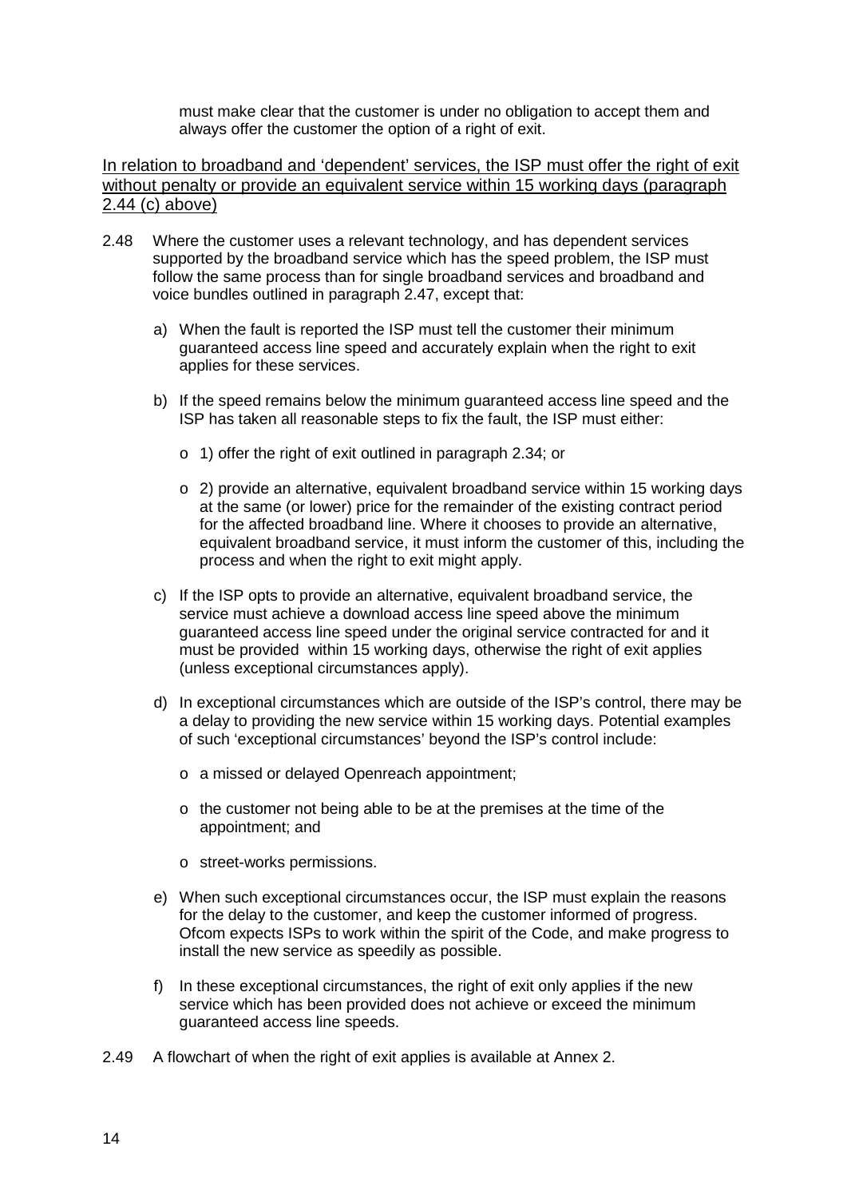must make clear that the customer is under no obligation to accept them and always offer the customer the option of a right of exit.

<u>In relation to broadband and 'dependent' services, the ISP must offer the right of exit without penalty or provide an equivalent service within 15 working days (paragraph 2.44 (c) above)</u>

2.48 Where the customer uses a relevant technology, and has dependent services supported by the broadband service which has the speed problem, the ISP must follow the same process than for single broadband services and broadband and voice bundles outlined in paragraph 2.47, except that:

a) When the fault is reported the ISP must tell the customer their minimum guaranteed access line speed and accurately explain when the right to exit applies for these services.

b) If the speed remains below the minimum guaranteed access line speed and the ISP has taken all reasonable steps to fix the fault, the ISP must either:

   - 1) offer the right of exit outlined in paragraph 2.34; or
   - 2) provide an alternative, equivalent broadband service within 15 working days at the same (or lower) price for the remainder of the existing contract period for the affected broadband line. Where it chooses to provide an alternative, equivalent broadband service, it must inform the customer of this, including the process and when the right to exit might apply.

c) If the ISP opts to provide an alternative, equivalent broadband service, the service must achieve a download access line speed above the minimum guaranteed access line speed under the original service contracted for and it must be provided within 15 working days, otherwise the right of exit applies (unless exceptional circumstances apply).

d) In exceptional circumstances which are outside of the ISP's control, there may be a delay to providing the new service within 15 working days. Potential examples of such 'exceptional circumstances' beyond the ISP's control include:

   - a missed or delayed Openreach appointment;
   - the customer not being able to be at the premises at the time of the appointment; and
   - street-works permissions.

e) When such exceptional circumstances occur, the ISP must explain the reasons for the delay to the customer, and keep the customer informed of progress. Ofcom expects ISPs to work within the spirit of the Code, and make progress to install the new service as speedily as possible.

f) In these exceptional circumstances, the right of exit only applies if the new service which has been provided does not achieve or exceed the minimum guaranteed access line speeds.

2.49 A flowchart of when the right of exit applies is available at Annex 2.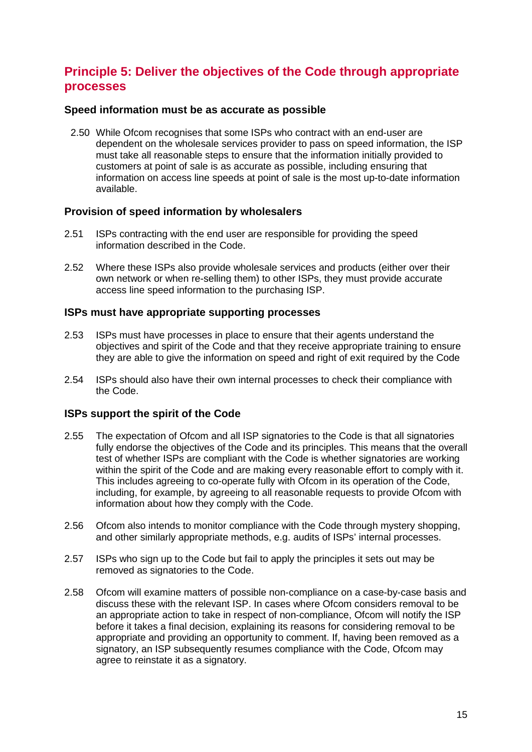## Principle 5: Deliver the objectives of the Code through appropriate processes

### Speed information must be as accurate as possible

2.50 While Ofcom recognises that some ISPs who contract with an end-user are dependent on the wholesale services provider to pass on speed information, the ISP must take all reasonable steps to ensure that the information initially provided to customers at point of sale is as accurate as possible, including ensuring that information on access line speeds at point of sale is the most up-to-date information available.

### Provision of speed information by wholesalers

2.51 ISPs contracting with the end user are responsible for providing the speed information described in the Code.

2.52 Where these ISPs also provide wholesale services and products (either over their own network or when re-selling them) to other ISPs, they must provide accurate access line speed information to the purchasing ISP.

### ISPs must have appropriate supporting processes

2.53 ISPs must have processes in place to ensure that their agents understand the objectives and spirit of the Code and that they receive appropriate training to ensure they are able to give the information on speed and right of exit required by the Code

2.54 ISPs should also have their own internal processes to check their compliance with the Code.

### ISPs support the spirit of the Code

2.55 The expectation of Ofcom and all ISP signatories to the Code is that all signatories fully endorse the objectives of the Code and its principles. This means that the overall test of whether ISPs are compliant with the Code is whether signatories are working within the spirit of the Code and are making every reasonable effort to comply with it. This includes agreeing to co-operate fully with Ofcom in its operation of the Code, including, for example, by agreeing to all reasonable requests to provide Ofcom with information about how they comply with the Code.

2.56 Ofcom also intends to monitor compliance with the Code through mystery shopping, and other similarly appropriate methods, e.g. audits of ISPs' internal processes.

2.57 ISPs who sign up to the Code but fail to apply the principles it sets out may be removed as signatories to the Code.

2.58 Ofcom will examine matters of possible non-compliance on a case-by-case basis and discuss these with the relevant ISP. In cases where Ofcom considers removal to be an appropriate action to take in respect of non-compliance, Ofcom will notify the ISP before it takes a final decision, explaining its reasons for considering removal to be appropriate and providing an opportunity to comment. If, having been removed as a signatory, an ISP subsequently resumes compliance with the Code, Ofcom may agree to reinstate it as a signatory.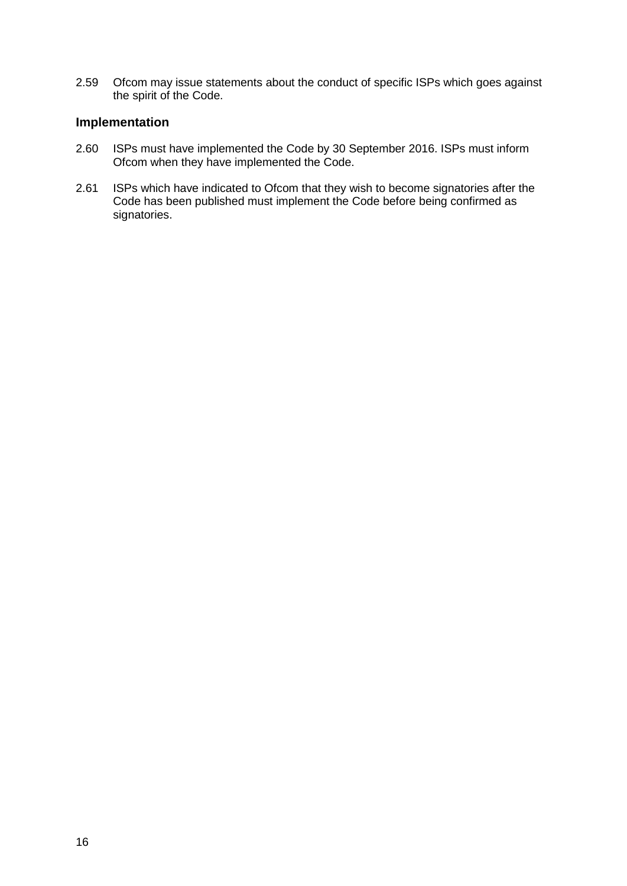2.59 Ofcom may issue statements about the conduct of specific ISPs which goes against the spirit of the Code.

### Implementation

2.60 ISPs must have implemented the Code by 30 September 2016. ISPs must inform Ofcom when they have implemented the Code.

2.61 ISPs which have indicated to Ofcom that they wish to become signatories after the Code has been published must implement the Code before being confirmed as signatories.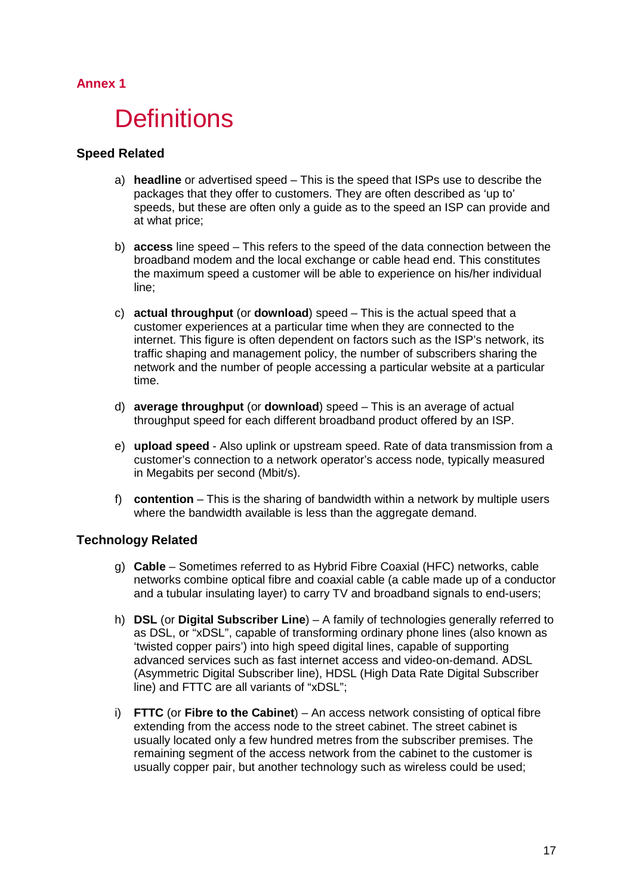## Annex 1

# Definitions

### Speed Related

a) **headline** or advertised speed – This is the speed that ISPs use to describe the packages that they offer to customers. They are often described as 'up to' speeds, but these are often only a guide as to the speed an ISP can provide and at what price;

b) **access** line speed – This refers to the speed of the data connection between the broadband modem and the local exchange or cable head end. This constitutes the maximum speed a customer will be able to experience on his/her individual line;

c) **actual throughput** (or **download**) speed – This is the actual speed that a customer experiences at a particular time when they are connected to the internet. This figure is often dependent on factors such as the ISP's network, its traffic shaping and management policy, the number of subscribers sharing the network and the number of people accessing a particular website at a particular time.

d) **average throughput** (or **download**) speed – This is an average of actual throughput speed for each different broadband product offered by an ISP.

e) **upload speed** - Also uplink or upstream speed. Rate of data transmission from a customer's connection to a network operator's access node, typically measured in Megabits per second (Mbit/s).

f) **contention** – This is the sharing of bandwidth within a network by multiple users where the bandwidth available is less than the aggregate demand.

### Technology Related

g) **Cable** – Sometimes referred to as Hybrid Fibre Coaxial (HFC) networks, cable networks combine optical fibre and coaxial cable (a cable made up of a conductor and a tubular insulating layer) to carry TV and broadband signals to end-users;

h) **DSL** (or **Digital Subscriber Line**) – A family of technologies generally referred to as DSL, or "xDSL", capable of transforming ordinary phone lines (also known as 'twisted copper pairs') into high speed digital lines, capable of supporting advanced services such as fast internet access and video-on-demand. ADSL (Asymmetric Digital Subscriber line), HDSL (High Data Rate Digital Subscriber line) and FTTC are all variants of "xDSL";

i) **FTTC** (or **Fibre to the Cabinet**) – An access network consisting of optical fibre extending from the access node to the street cabinet. The street cabinet is usually located only a few hundred metres from the subscriber premises. The remaining segment of the access network from the cabinet to the customer is usually copper pair, but another technology such as wireless could be used;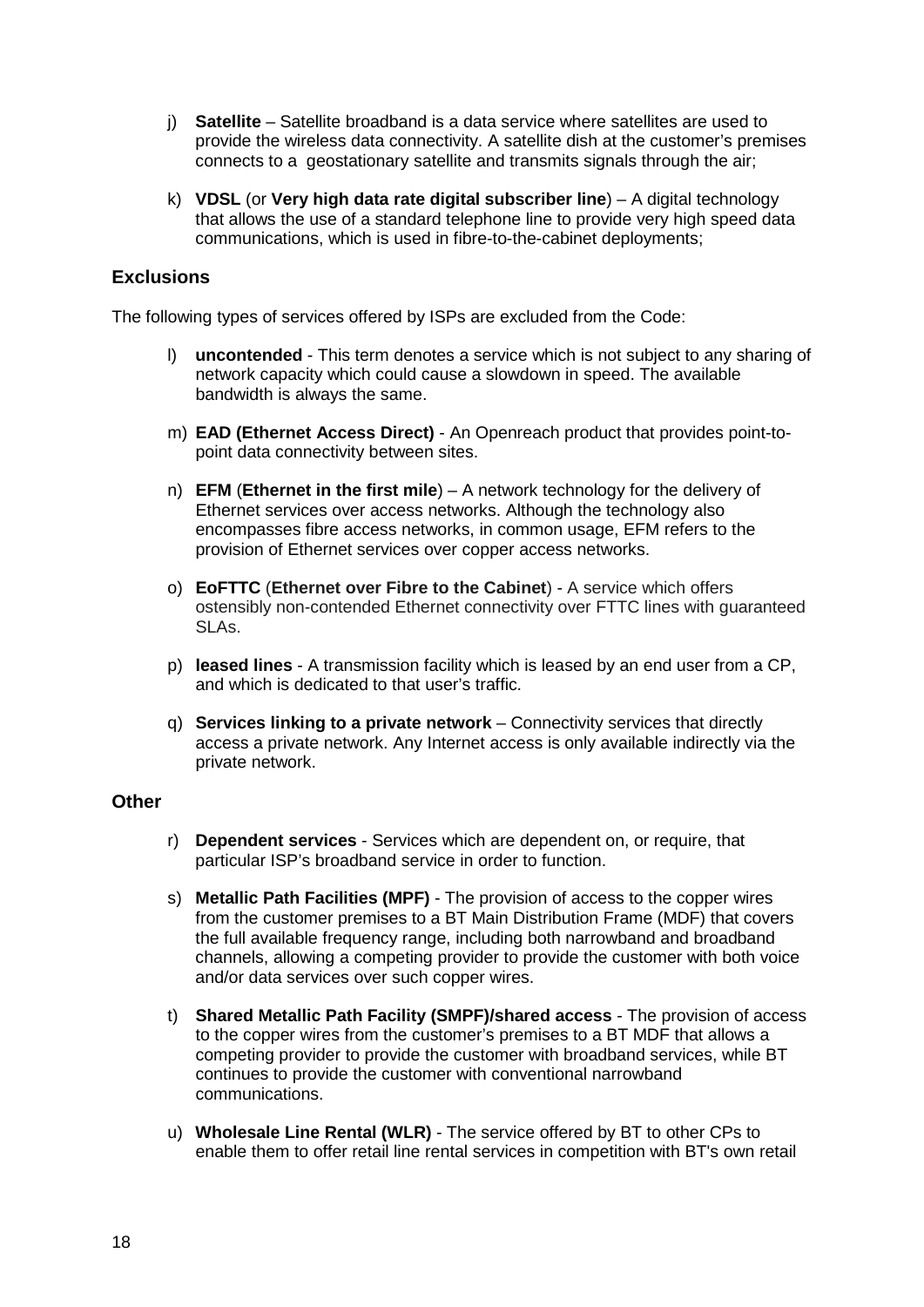j) **Satellite** – Satellite broadband is a data service where satellites are used to provide the wireless data connectivity. A satellite dish at the customer's premises connects to a geostationary satellite and transmits signals through the air;

k) **VDSL** (or **Very high data rate digital subscriber line**) – A digital technology that allows the use of a standard telephone line to provide very high speed data communications, which is used in fibre-to-the-cabinet deployments;

## Exclusions

The following types of services offered by ISPs are excluded from the Code:

l) **uncontended** - This term denotes a service which is not subject to any sharing of network capacity which could cause a slowdown in speed. The available bandwidth is always the same.

m) **EAD (Ethernet Access Direct)** - An Openreach product that provides point-to-point data connectivity between sites.

n) **EFM** (**Ethernet in the first mile**) – A network technology for the delivery of Ethernet services over access networks. Although the technology also encompasses fibre access networks, in common usage, EFM refers to the provision of Ethernet services over copper access networks.

o) **EoFTTC** (**Ethernet over Fibre to the Cabinet**) - A service which offers ostensibly non-contended Ethernet connectivity over FTTC lines with guaranteed SLAs.

p) **leased lines** - A transmission facility which is leased by an end user from a CP, and which is dedicated to that user's traffic.

q) **Services linking to a private network** – Connectivity services that directly access a private network. Any Internet access is only available indirectly via the private network.

## Other

r) **Dependent services** - Services which are dependent on, or require, that particular ISP's broadband service in order to function.

s) **Metallic Path Facilities (MPF)** - The provision of access to the copper wires from the customer premises to a BT Main Distribution Frame (MDF) that covers the full available frequency range, including both narrowband and broadband channels, allowing a competing provider to provide the customer with both voice and/or data services over such copper wires.

t) **Shared Metallic Path Facility (SMPF)/shared access** - The provision of access to the copper wires from the customer's premises to a BT MDF that allows a competing provider to provide the customer with broadband services, while BT continues to provide the customer with conventional narrowband communications.

u) **Wholesale Line Rental (WLR)** - The service offered by BT to other CPs to enable them to offer retail line rental services in competition with BT's own retail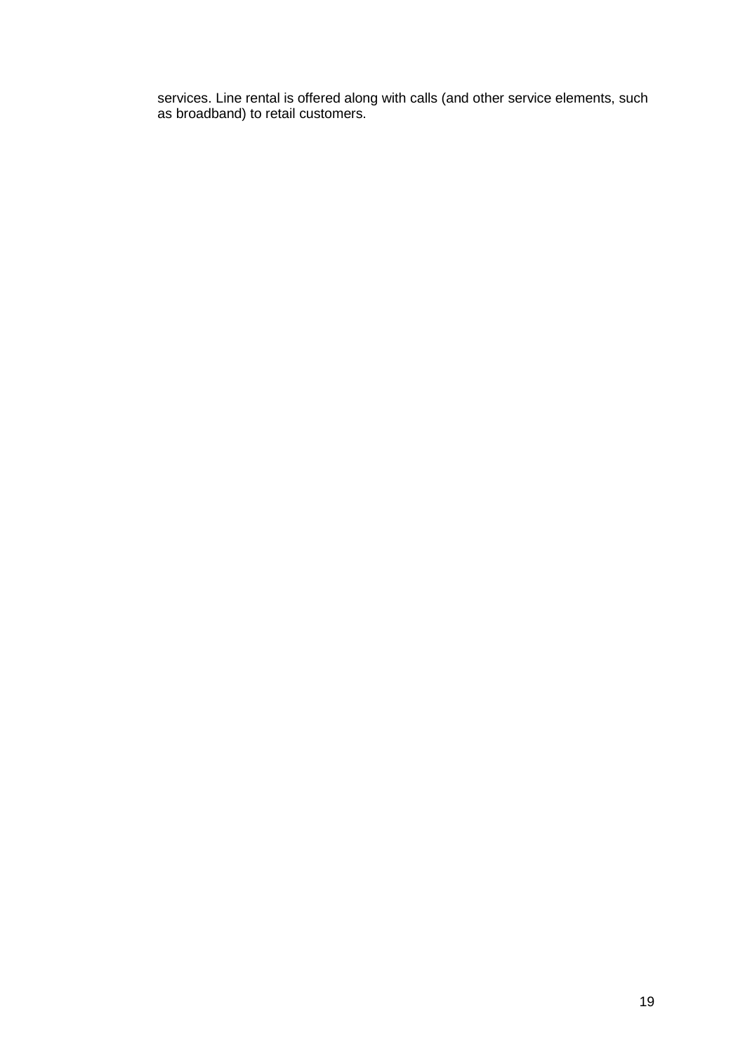services. Line rental is offered along with calls (and other service elements, such as broadband) to retail customers.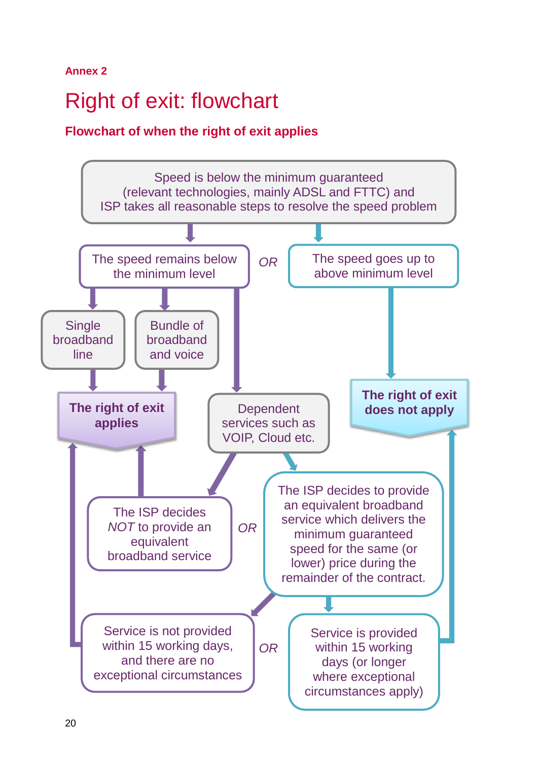Annex 2

# Right of exit: flowchart

## Flowchart of when the right of exit applies

Speed is below the minimum guaranteed (relevant technologies, mainly ADSL and FTTC) and ISP takes all reasonable steps to resolve the speed problem

The speed remains below the minimum level

OR

The speed goes up to above minimum level

Single broadband line

Bundle of broadband and voice

**The right of exit applies**

Dependent services such as VOIP, Cloud etc.

**The right of exit does not apply**

The ISP decides *NOT* to provide an equivalent broadband service

OR

The ISP decides to provide an equivalent broadband service which delivers the minimum guaranteed speed for the same (or lower) price during the remainder of the contract.

Service is not provided within 15 working days, and there are no exceptional circumstances

OR

Service is provided within 15 working days (or longer where exceptional circumstances apply)